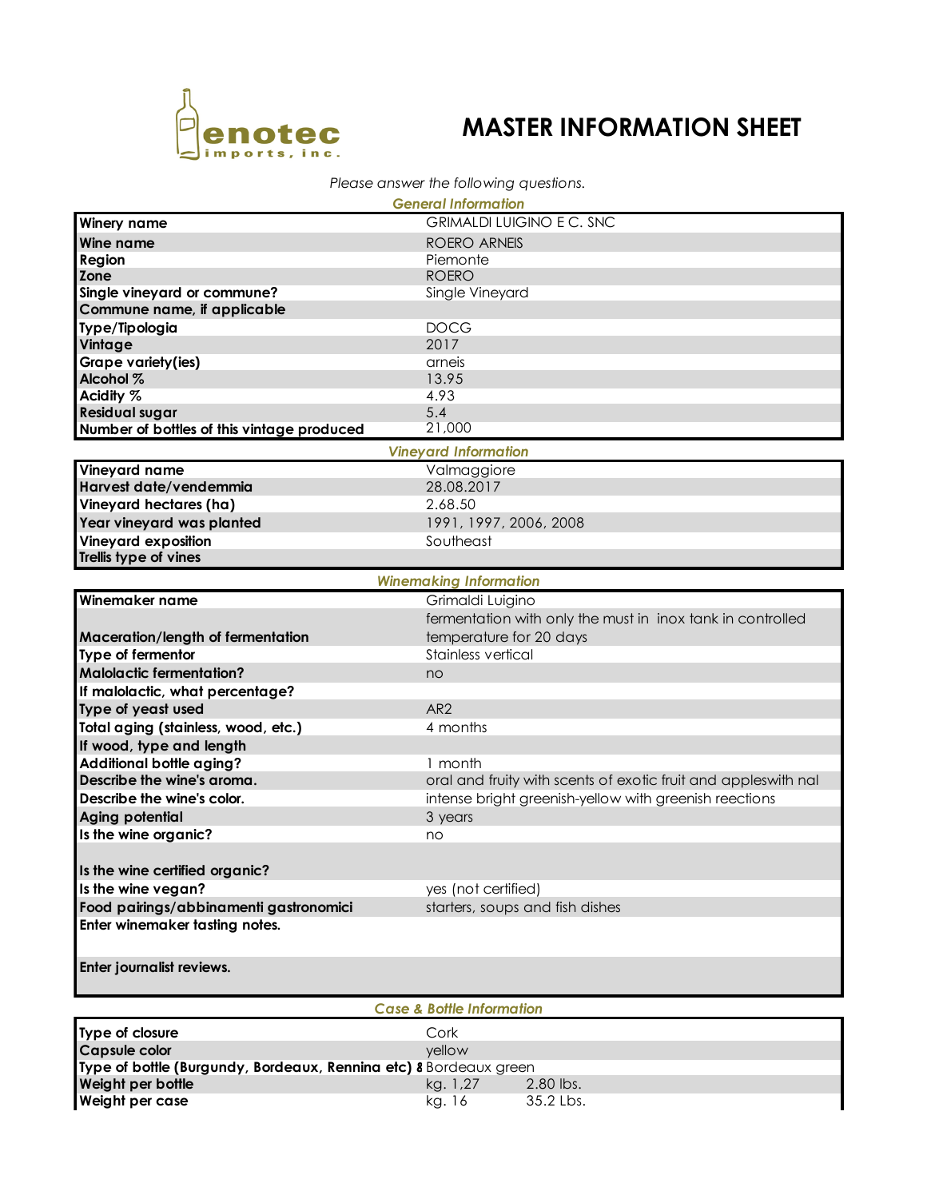enotec imports, inc.

# MASTER INFORMATION SHEET

*Please answer the following questions.*

## General Information

| | |
|---|---|
| Winery name | GRIMALDI LUIGINO E C. SNC |
| Wine name | ROERO ARNEIS |
| Region | Piemonte |
| Zone | ROERO |
| Single vineyard or commune? | Single Vineyard |
| Commune name, if applicable | |
| Type/Tipologia | DOCG |
| Vintage | 2017 |
| Grape variety(ies) | arneis |
| Alcohol % | 13.95 |
| Acidity % | 4.93 |
| Residual sugar | 5.4 |
| Number of bottles of this vintage produced | 21,000 |

## Vineyard Information

| | |
|---|---|
| Vineyard name | Valmaggiore |
| Harvest date/vendemmia | 28.08.2017 |
| Vineyard hectares (ha) | 2.68.50 |
| Year vineyard was planted | 1991, 1997, 2006, 2008 |
| Vineyard exposition | Southeast |
| Trellis type of vines | |

## Winemaking Information

| | |
|---|---|
| Winemaker name | Grimaldi Luigino |
| Maceration/length of fermentation | fermentation with only the must in inox tank in controlled temperature for 20 days |
| Type of fermentor | Stainless vertical |
| Malolactic fermentation? | no |
| If malolactic, what percentage? | |
| Type of yeast used | AR2 |
| Total aging (stainless, wood, etc.) | 4 months |
| If wood, type and length | |
| Additional bottle aging? | 1 month |
| Describe the wine's aroma. | oral and fruity with scents of exotic fruit and appleswith nal |
| Describe the wine's color. | intense bright greenish-yellow with greenish reections |
| Aging potential | 3 years |
| Is the wine organic? | no |
| Is the wine certified organic? | |
| Is the wine vegan? | yes (not certified) |
| Food pairings/abbinamenti gastronomici | starters, soups and fish dishes |
| Enter winemaker tasting notes. | |
| Enter journalist reviews. | |

## Case & Bottle Information

| | | |
|---|---|---|
| Type of closure | Cork | |
| Capsule color | yellow | |
| Type of bottle (Burgundy, Bordeaux, Rennina etc) & | Bordeaux green | |
| Weight per bottle | kg. 1,27 | 2.80 lbs. |
| Weight per case | kg. 16 | 35.2 Lbs. |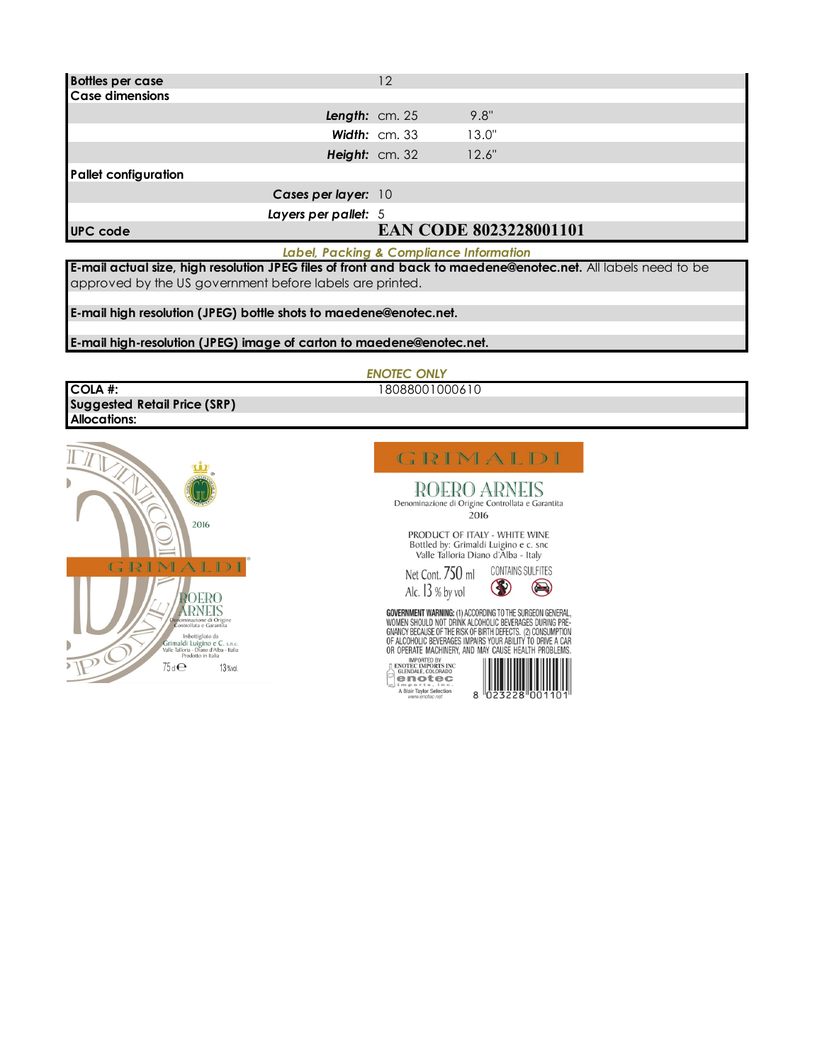| | | |
|---|---|---|
| **Bottles per case** | 12 | |
| **Case dimensions** | | |
| ***Length:*** | cm. 25 | 9.8" |
| ***Width:*** | cm. 33 | 13.0" |
| ***Height:*** | cm. 32 | 12.6" |
| **Pallet configuration** | | |
| ***Cases per layer:*** | 10 | |
| ***Layers per pallet:*** | 5 | |
| **UPC code** | **EAN CODE 8023228001101** | |

*Label, Packing & Compliance Information*

**E-mail actual size, high resolution JPEG files of front and back to maedene@enotec.net.** All labels need to be approved by the US government before labels are printed.

**E-mail high resolution (JPEG) bottle shots to maedene@enotec.net.**

**E-mail high-resolution (JPEG) image of carton to maedene@enotec.net.**

*ENOTEC ONLY*

| | |
|---|---|
| **COLA #:** | 18088001000610 |
| **Suggested Retail Price (SRP)** | |
| **Allocations:** | |

2016

GRIMALDI

ROERO ARNEIS

Denominazione di Origine Controllata e Garantita

Imbottigliato da Grimaldi Luigino e C. s.n.c. Valle Talloria - Diano d'Alba - Italia Prodotto in Italia

75 cl ℮ 13 % vol.

GRIMALDI

ROERO ARNEIS

Denominazione di Origine Controllata e Garantita

2016

PRODUCT OF ITALY - WHITE WINE
Bottled by: Grimaldi Luigino e c. snc
Valle Talloria Diano d'Alba - Italy

Net Cont. 750 ml
Alc. 13 % by vol

CONTAINS SULFITES

GOVERNMENT WARNING: (1) ACCORDING TO THE SURGEON GENERAL, WOMEN SHOULD NOT DRINK ALCOHOLIC BEVERAGES DURING PREGNANCY BECAUSE OF THE RISK OF BIRTH DEFECTS. (2) CONSUMPTION OF ALCOHOLIC BEVERAGES IMPAIRS YOUR ABILITY TO DRIVE A CAR OR OPERATE MACHINERY, AND MAY CAUSE HEALTH PROBLEMS.

IMPORTED BY
ENOTEC IMPORTS INC
GLENDALE, COLORADO
enotec imports, inc.
A Blair Taylor Selection
www.enotec.net

8 023228 001101